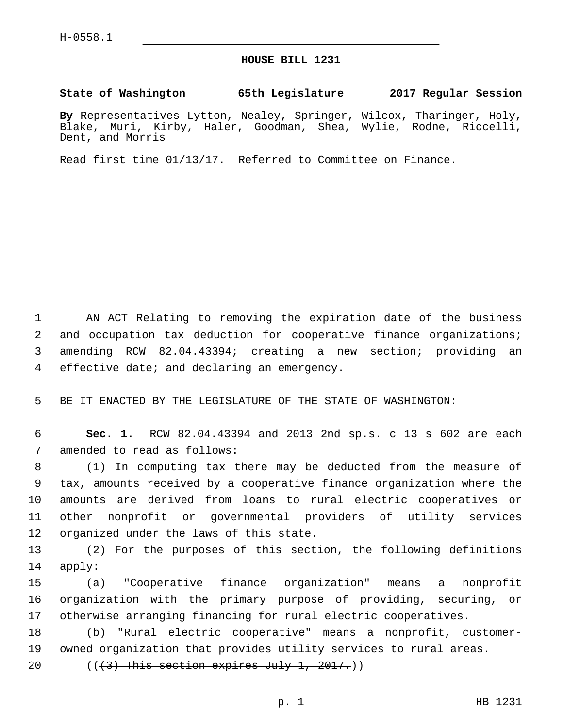H-0558.1

# HOUSE BILL 1231

**State of Washington 65th Legislature 2017 Regular Session**

**By** Representatives Lytton, Nealey, Springer, Wilcox, Tharinger, Holy, Blake, Muri, Kirby, Haler, Goodman, Shea, Wylie, Rodne, Riccelli, Dent, and Morris

Read first time 01/13/17. Referred to Committee on Finance.

1 AN ACT Relating to removing the expiration date of the business 2 and occupation tax deduction for cooperative finance organizations; 3 amending RCW 82.04.43394; creating a new section; providing an 4 effective date; and declaring an emergency.

5 BE IT ENACTED BY THE LEGISLATURE OF THE STATE OF WASHINGTON:

6 **Sec. 1.** RCW 82.04.43394 and 2013 2nd sp.s. c 13 s 602 are each 7 amended to read as follows:

8 (1) In computing tax there may be deducted from the measure of 9 tax, amounts received by a cooperative finance organization where the 10 amounts are derived from loans to rural electric cooperatives or 11 other nonprofit or governmental providers of utility services 12 organized under the laws of this state.

13 (2) For the purposes of this section, the following definitions 14 apply:

15 (a) "Cooperative finance organization" means a nonprofit 16 organization with the primary purpose of providing, securing, or 17 otherwise arranging financing for rural electric cooperatives.

18 (b) "Rural electric cooperative" means a nonprofit, customer-19 owned organization that provides utility services to rural areas.

20 ((~~(3) This section expires July 1, 2017.~~))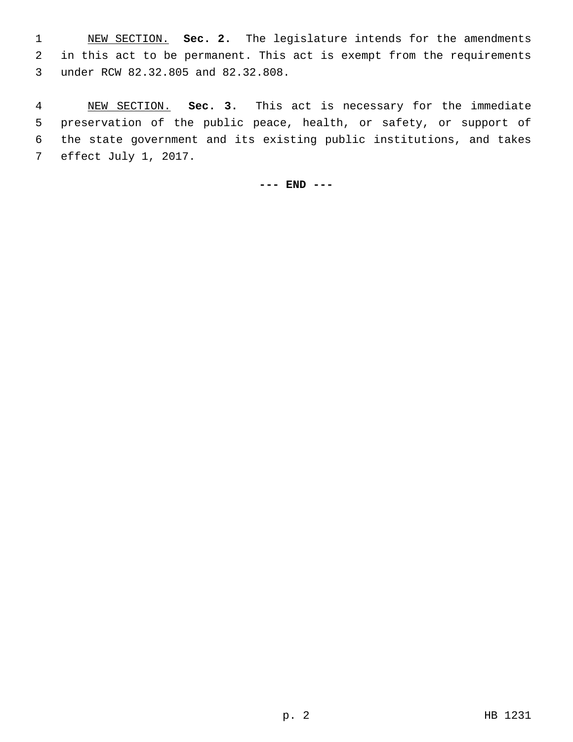NEW SECTION. **Sec. 2.** The legislature intends for the amendments in this act to be permanent. This act is exempt from the requirements under RCW 82.32.805 and 82.32.808.

NEW SECTION. **Sec. 3.** This act is necessary for the immediate preservation of the public peace, health, or safety, or support of the state government and its existing public institutions, and takes effect July 1, 2017.

**--- END ---**